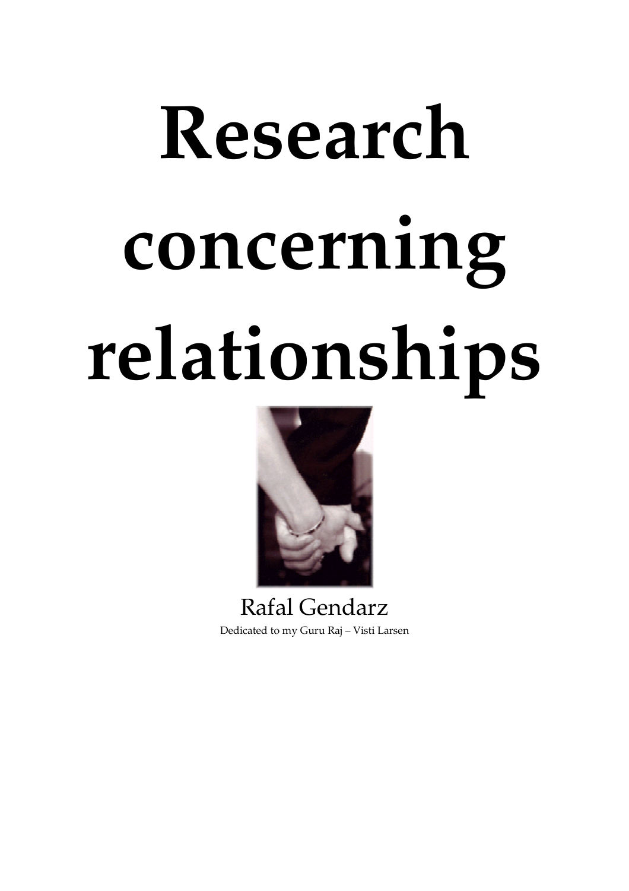# Research concerning relationships

Rafal Gendarz

Dedicated to my Guru Raj – Visti Larsen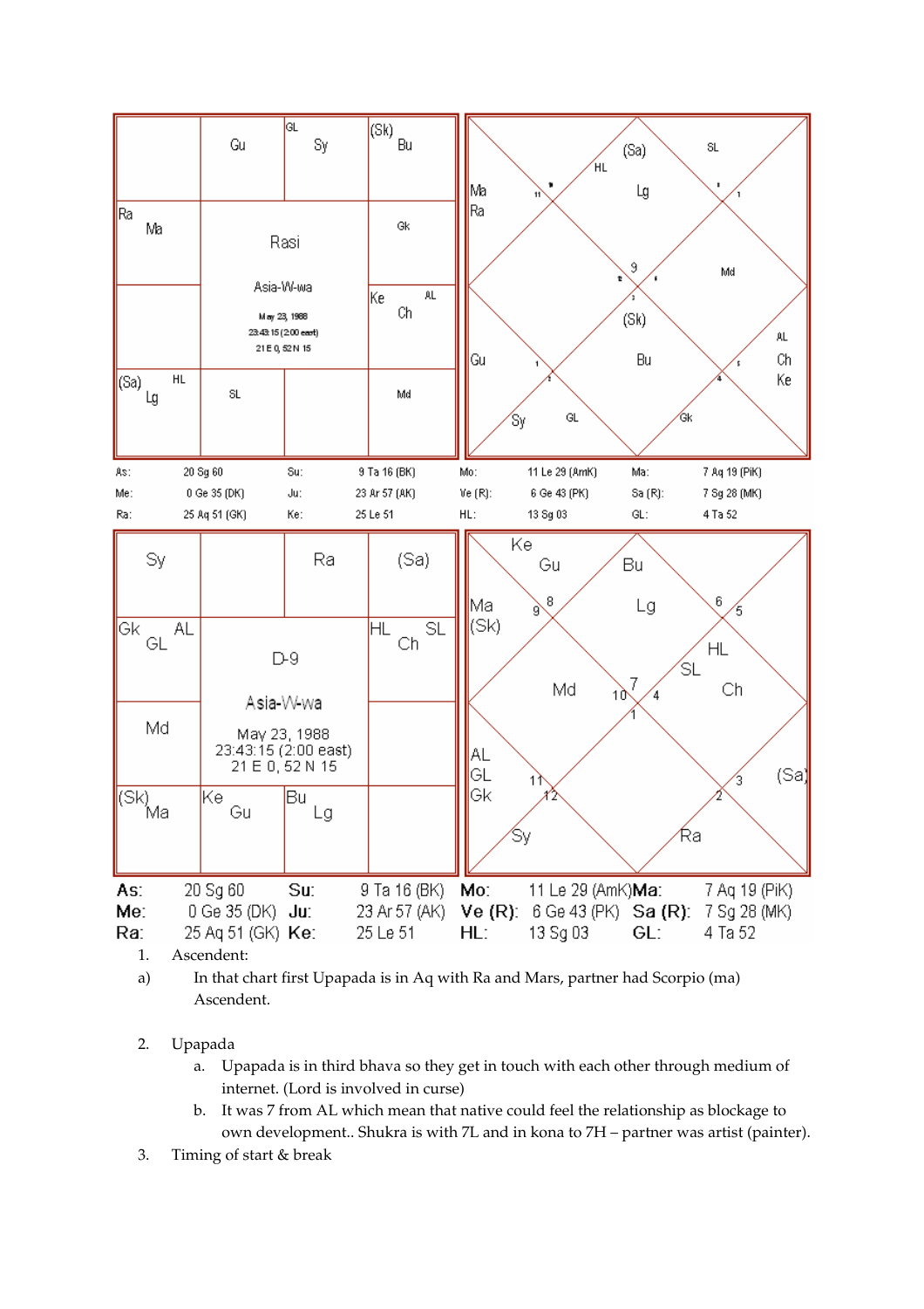| | | | |
|---|---|---|---|
| As: | 20 Sg 60 | Su: | 9 Ta 16 (BK) |
| Me: | 0 Ge 35 (DK) | Ju: | 23 Ar 57 (AK) |
| Ra: | 25 Aq 51 (GK) | Ke: | 25 Le 51 |

| | | | |
|---|---|---|---|
| Mo: | 11 Le 29 (AmK) | Ma: | 7 Aq 19 (PiK) |
| Ve (R): | 6 Ge 43 (PK) | Sa (R): | 7 Sg 28 (MK) |
| HL: | 13 Sg 03 | GL: | 4 Ta 52 |

| | | | |
|---|---|---|---|
| As: | 20 Sg 60 | Su: | 9 Ta 16 (BK) |
| Me: | 0 Ge 35 (DK) | Ju: | 23 Ar 57 (AK) |
| Ra: | 25 Aq 51 (GK) | Ke: | 25 Le 51 |

| | | | |
|---|---|---|---|
| Mo: | 11 Le 29 (AmK) | Ma: | 7 Aq 19 (PiK) |
| Ve (R): | 6 Ge 43 (PK) | Sa (R): | 7 Sg 28 (MK) |
| HL: | 13 Sg 03 | GL: | 4 Ta 52 |

1. Ascendent:

a) In that chart first Upapada is in Aq with Ra and Mars, partner had Scorpio (ma) Ascendent.

2. Upapada
   a. Upapada is in third bhava so they get in touch with each other through medium of internet. (Lord is involved in curse)
   b. It was 7 from AL which mean that native could feel the relationship as blockage to own development.. Shukra is with 7L and in kona to 7H – partner was artist (painter).

3. Timing of start & break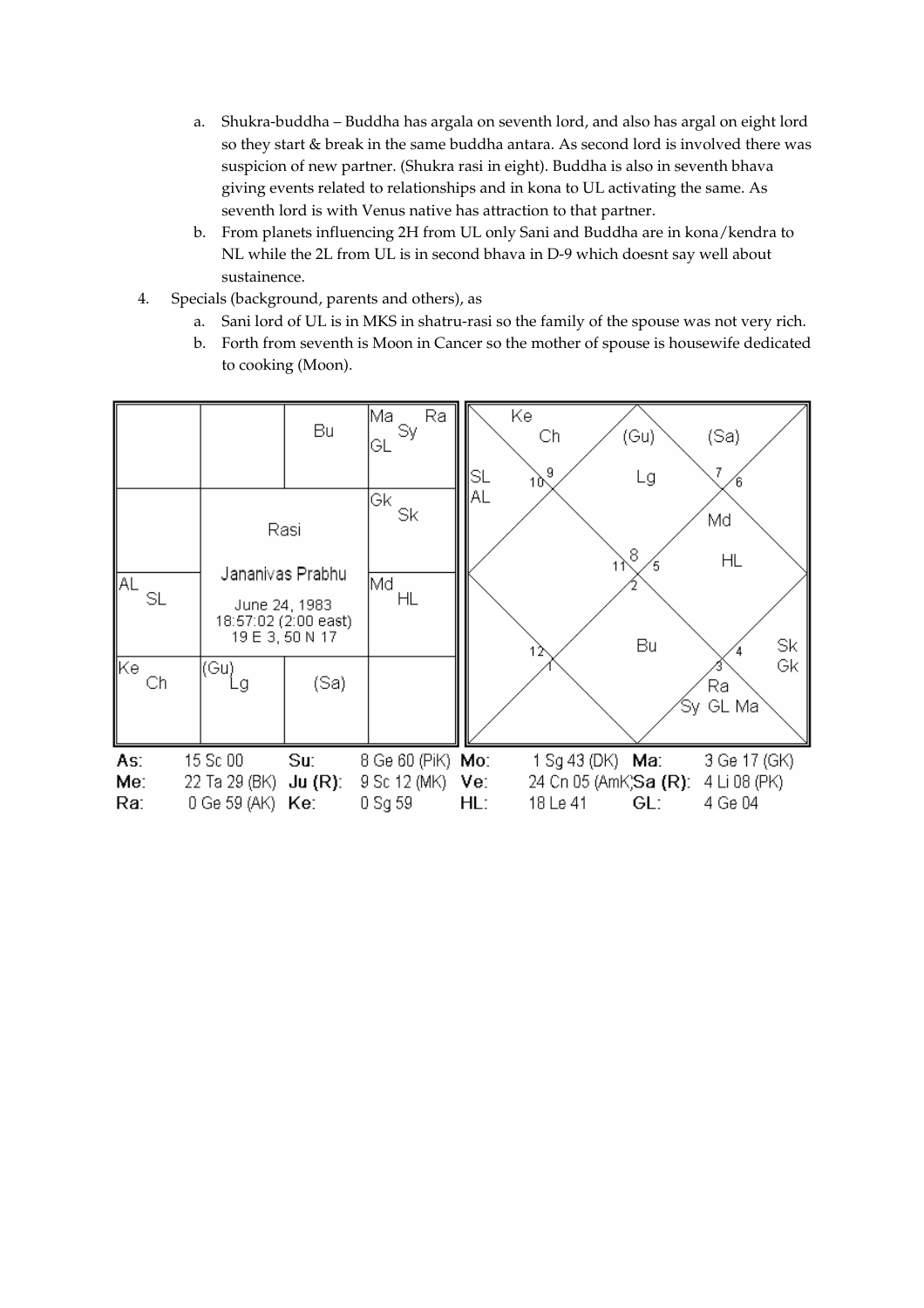a. Shukra-buddha – Buddha has argala on seventh lord, and also has argal on eight lord so they start & break in the same buddha antara. As second lord is involved there was suspicion of new partner. (Shukra rasi in eight). Buddha is also in seventh bhava giving events related to relationships and in kona to UL activating the same. As seventh lord is with Venus native has attraction to that partner.

b. From planets influencing 2H from UL only Sani and Buddha are in kona/kendra to NL while the 2L from UL is in second bhava in D-9 which doesnt say well about sustainence.

4. Specials (background, parents and others), as

   a. Sani lord of UL is in MKS in shatru-rasi so the family of the spouse was not very rich.

   b. Forth from seventh is Moon in Cancer so the mother of spouse is housewife dedicated to cooking (Moon).

Rasi

Janan ivas Prabhu

June 24, 1983

18:57:02 (2:00 east)

19 E 3, 50 N 17

Bu

Ma Ra Sy GL

Gk Sk

Md HL

AL SL

Ke Ch

(Gu) Lg

(Sa)

Ke Ch 9 10 (Gu) Lg 7 6 (Sa)

SL AL

Md HL 8 11 5 2

Bu 12 1 3 4 Sk Gk Ra Sy GL Ma

| | | | | | | | |
|---|---|---|---|---|---|---|---|
| As: | 15 Sc 00 | Su: | 8 Ge 60 (PiK) | Mo: | 1 Sg 43 (DK) | Ma: | 3 Ge 17 (GK) |
| Me: | 22 Ta 29 (BK) | Ju (R): | 9 Sc 12 (MK) | Ve: | 24 Cn 05 (AmK) | Sa (R): | 4 Li 08 (PK) |
| Ra: | 0 Ge 59 (AK) | Ke: | 0 Sg 59 | HL: | 18 Le 41 | GL: | 4 Ge 04 |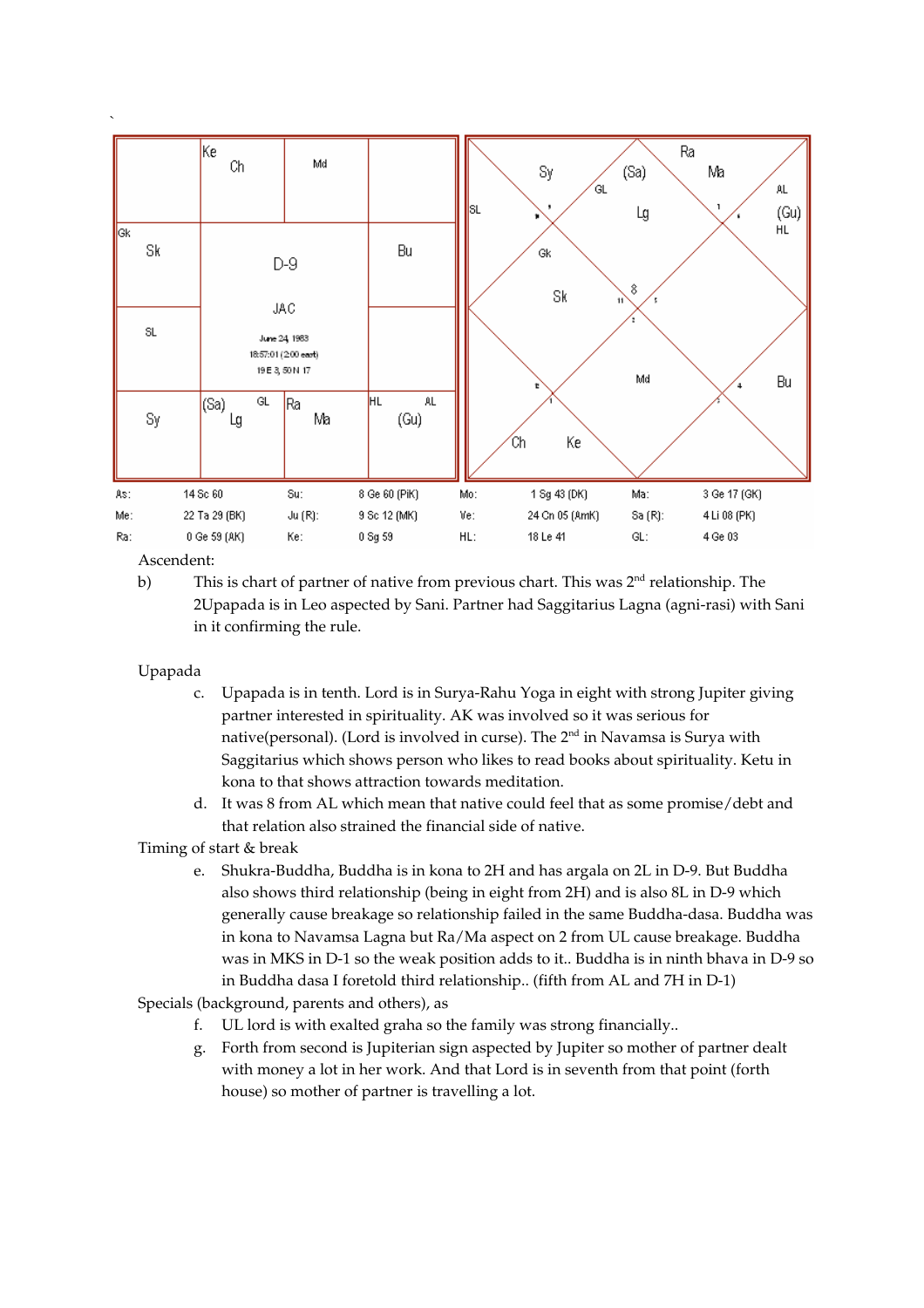Ke Ch Md
Gk Sk
Bu
SL
D-9
JAC
June 24, 1983
18:57:01 (2:00 east)
19 E 3, 50 N 17
Sy
(Sa) GL Lg
Ra Ma
HL AL (Gu)

Sy (Sa) GL Lg Ra Ma AL (Gu) HL SL Gk Sk Md Bu Ch Ke

| | | | | | | | |
|---|---|---|---|---|---|---|---|
| As: | 14 Sc 60 | Su: | 8 Ge 60 (PiK) | Mo: | 1 Sg 43 (DK) | Ma: | 3 Ge 17 (GK) |
| Me: | 22 Ta 29 (BK) | Ju (R): | 9 Sc 12 (MK) | Ve: | 24 Cn 05 (AmK) | Sa (R): | 4 Li 08 (PK) |
| Ra: | 0 Ge 59 (AK) | Ke: | 0 Sg 59 | HL: | 18 Le 41 | GL: | 4 Ge 03 |

Ascendent:

b) This is chart of partner of native from previous chart. This was 2nd relationship. The 2Upapada is in Leo aspected by Sani. Partner had Saggitarius Lagna (agni-rasi) with Sani in it confirming the rule.

Upapada

c. Upapada is in tenth. Lord is in Surya-Rahu Yoga in eight with strong Jupiter giving partner interested in spirituality. AK was involved so it was serious for native(personal). (Lord is involved in curse). The 2nd in Navamsa is Surya with Saggitarius which shows person who likes to read books about spirituality. Ketu in kona to that shows attraction towards meditation.

d. It was 8 from AL which mean that native could feel that as some promise/debt and that relation also strained the financial side of native.

Timing of start & break

e. Shukra-Buddha, Buddha is in kona to 2H and has argala on 2L in D-9. But Buddha also shows third relationship (being in eight from 2H) and is also 8L in D-9 which generally cause breakage so relationship failed in the same Buddha-dasa. Buddha was in kona to Navamsa Lagna but Ra/Ma aspect on 2 from UL cause breakage. Buddha was in MKS in D-1 so the weak position adds to it.. Buddha is in ninth bhava in D-9 so in Buddha dasa I foretold third relationship.. (fifth from AL and 7H in D-1)

Specials (background, parents and others), as

f. UL lord is with exalted graha so the family was strong financially..

g. Forth from second is Jupiterian sign aspected by Jupiter so mother of partner dealt with money a lot in her work. And that Lord is in seventh from that point (forth house) so mother of partner is travelling a lot.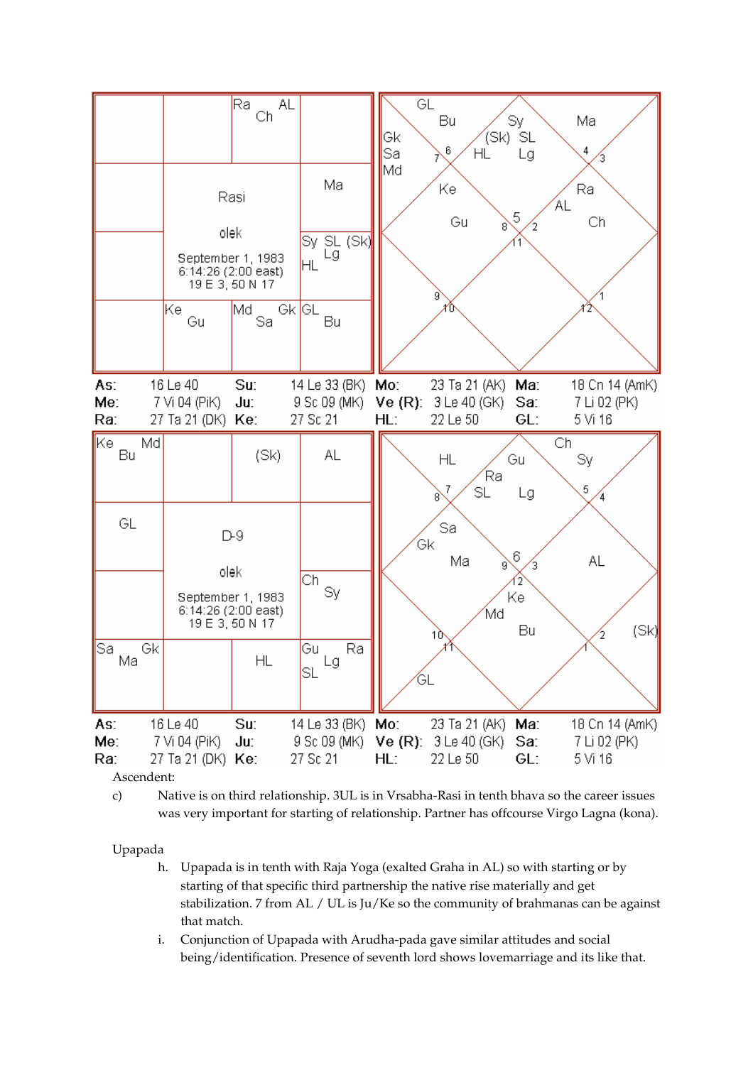Rasi

olek

September 1, 1983
6:14:26 (2:00 east)
19 E 3, 50 N 17

| | | | |
|---|---|---|---|
| As: 16 Le 40 | Su: 14 Le 33 (BK) | Mo: 23 Ta 21 (AK) | Ma: 18 Cn 14 (AmK) |
| Me: 7 Vi 04 (PiK) | Ju: 9 Sc 09 (MK) | Ve (R): 3 Le 40 (GK) | Sa: 7 Li 02 (PK) |
| Ra: 27 Ta 21 (DK) | Ke: 27 Sc 21 | HL: 22 Le 50 | GL: 5 Vi 16 |

D-9

olek

September 1, 1983
6:14:26 (2:00 east)
19 E 3, 50 N 17

| | | | |
|---|---|---|---|
| As: 16 Le 40 | Su: 14 Le 33 (BK) | Mo: 23 Ta 21 (AK) | Ma: 18 Cn 14 (AmK) |
| Me: 7 Vi 04 (PiK) | Ju: 9 Sc 09 (MK) | Ve (R): 3 Le 40 (GK) | Sa: 7 Li 02 (PK) |
| Ra: 27 Ta 21 (DK) | Ke: 27 Sc 21 | HL: 22 Le 50 | GL: 5 Vi 16 |

Ascendent:

c) Native is on third relationship. 3UL is in Vrsabha-Rasi in tenth bhava so the career issues was very important for starting of relationship. Partner has offcourse Virgo Lagna (kona).

Upapada

h. Upapada is in tenth with Raja Yoga (exalted Graha in AL) so with starting or by starting of that specific third partnership the native rise materially and get stabilization. 7 from AL / UL is Ju/Ke so the community of brahmanas can be against that match.

i. Conjunction of Upapada with Arudha-pada gave similar attitudes and social being/identification. Presence of seventh lord shows lovemarriage and its like that.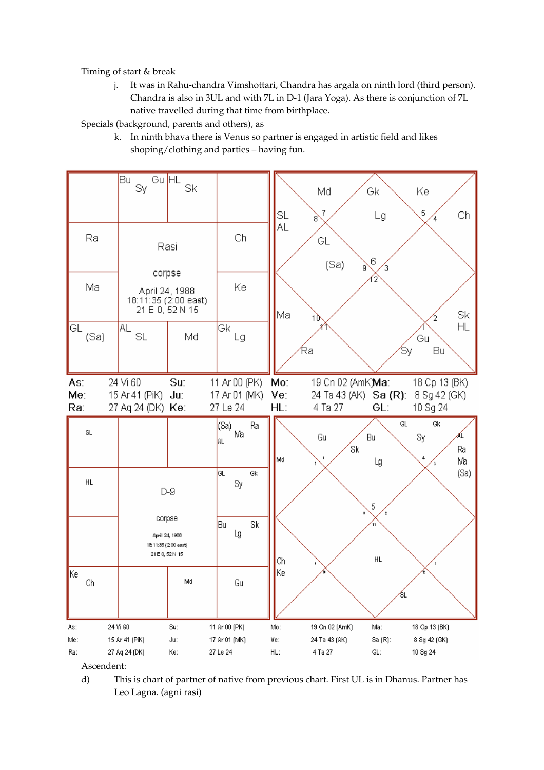Timing of start & break

j. It was in Rahu-chandra Vimshottari, Chandra has argala on ninth lord (third person). Chandra is also in 3UL and with 7L in D-1 (Jara Yoga). As there is conjunction of 7L native travelled during that time from birthplace.

Specials (background, parents and others), as

k. In ninth bhava there is Venus so partner is engaged in artistic field and likes shoping/clothing and parties – having fun.

Rasi

corpse

April 24, 1988
18:11:35 (2:00 east)
21 E 0, 52 N 15

| | | | | | |
|---|---|---|---|---|---|
| As: | 24 Vi 60 | Su: | 11 Ar 00 (PK) | Mo: | 19 Cn 02 (AmK) |
| Me: | 15 Ar 41 (PiK) | Ju: | 17 Ar 01 (MK) | Ve: | 24 Ta 43 (AK) |
| Ra: | 27 Aq 24 (DK) | Ke: | 27 Le 24 | HL: | 4 Ta 27 |
| Ma: | 18 Cp 13 (BK) | Sa (R): | 8 Sg 42 (GK) | GL: | 10 Sg 24 |

D-9

corpse

April 24, 1988
18:11:35 (2:00 east)
21 E 0, 52 N 15

| | | | | | |
|---|---|---|---|---|---|
| As: | 24 Vi 60 | Su: | 11 Ar 00 (PK) | Mo: | 19 Cn 02 (AmK) |
| Me: | 15 Ar 41 (PiK) | Ju: | 17 Ar 01 (MK) | Ve: | 24 Ta 43 (AK) |
| Ra: | 27 Aq 24 (DK) | Ke: | 27 Le 24 | HL: | 4 Ta 27 |
| Ma: | 18 Cp 13 (BK) | Sa (R): | 8 Sg 42 (GK) | GL: | 10 Sg 24 |

Ascendent:

d) This is chart of partner of native from previous chart. First UL is in Dhanus. Partner has Leo Lagna. (agni rasi)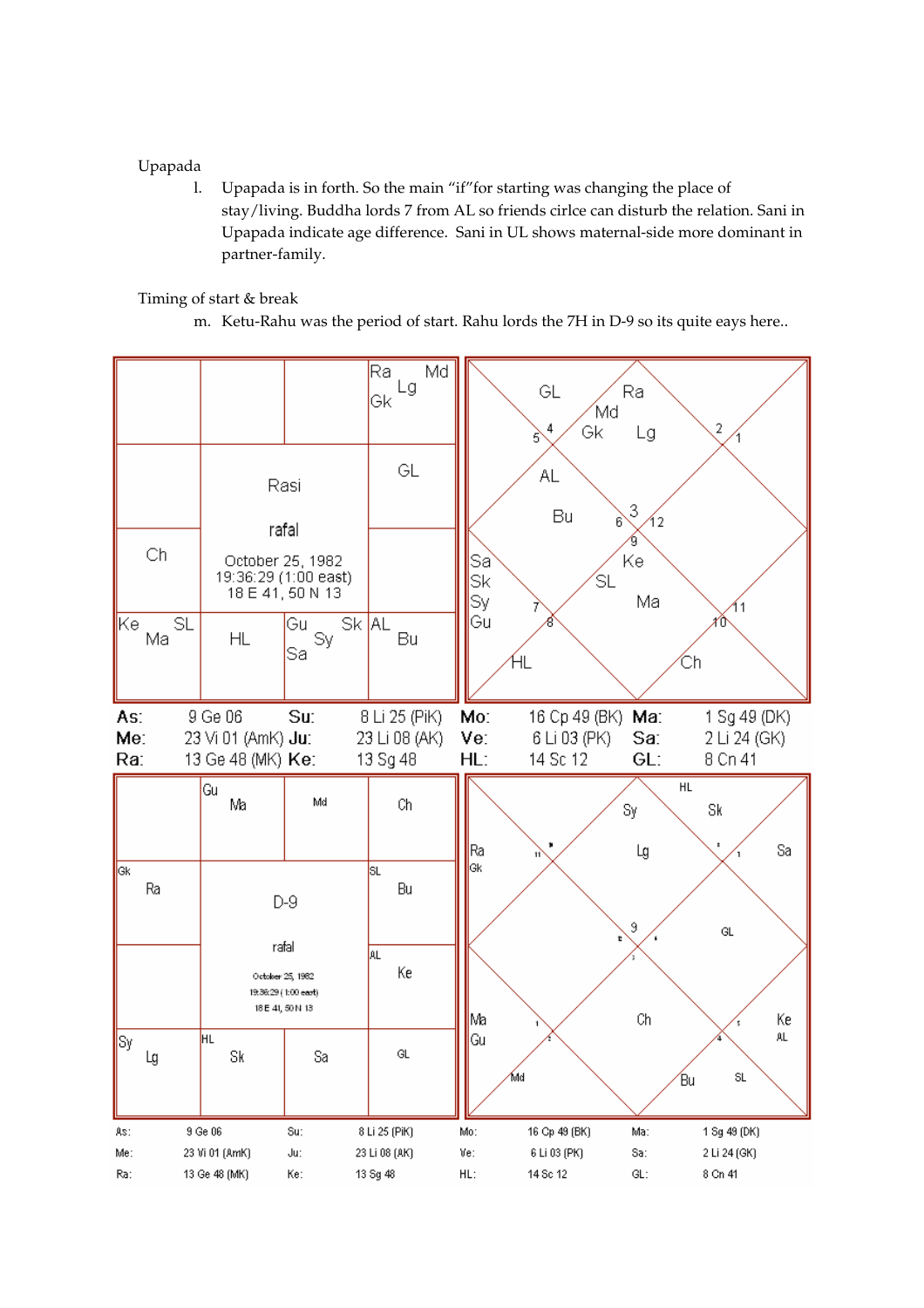Upapada

l. Upapada is in forth. So the main "if"for starting was changing the place of stay/living. Buddha lords 7 from AL so friends cirlce can disturb the relation. Sani in Upapada indicate age difference. Sani in UL shows maternal-side more dominant in partner-family.

Timing of start & break

m. Ketu-Rahu was the period of start. Rahu lords the 7H in D-9 so its quite eays here..

Rasi

rafal

October 25, 1982
19:36:29 (1:00 east)
18 E 41, 50 N 13

| | | | | | | | |
|---|---|---|---|---|---|---|---|
| As: | 9 Ge 06 | Su: | 8 Li 25 (PiK) | Mo: | 16 Cp 49 (BK) | Ma: | 1 Sg 49 (DK) |
| Me: | 23 Vi 01 (AmK) | Ju: | 23 Li 08 (AK) | Ve: | 6 Li 03 (PK) | Sa: | 2 Li 24 (GK) |
| Ra: | 13 Ge 48 (MK) | Ke: | 13 Sg 48 | HL: | 14 Sc 12 | GL: | 8 Cn 41 |

D-9

rafal

October 25, 1982
19:36:29 (1:00 east)
18 E 41, 50 N 13

| | | | | | | | |
|---|---|---|---|---|---|---|---|
| As: | 9 Ge 06 | Su: | 8 Li 25 (PiK) | Mo: | 16 Cp 49 (BK) | Ma: | 1 Sg 49 (DK) |
| Me: | 23 Vi 01 (AmK) | Ju: | 23 Li 08 (AK) | Ve: | 6 Li 03 (PK) | Sa: | 2 Li 24 (GK) |
| Ra: | 13 Ge 48 (MK) | Ke: | 13 Sg 48 | HL: | 14 Sc 12 | GL: | 8 Cn 41 |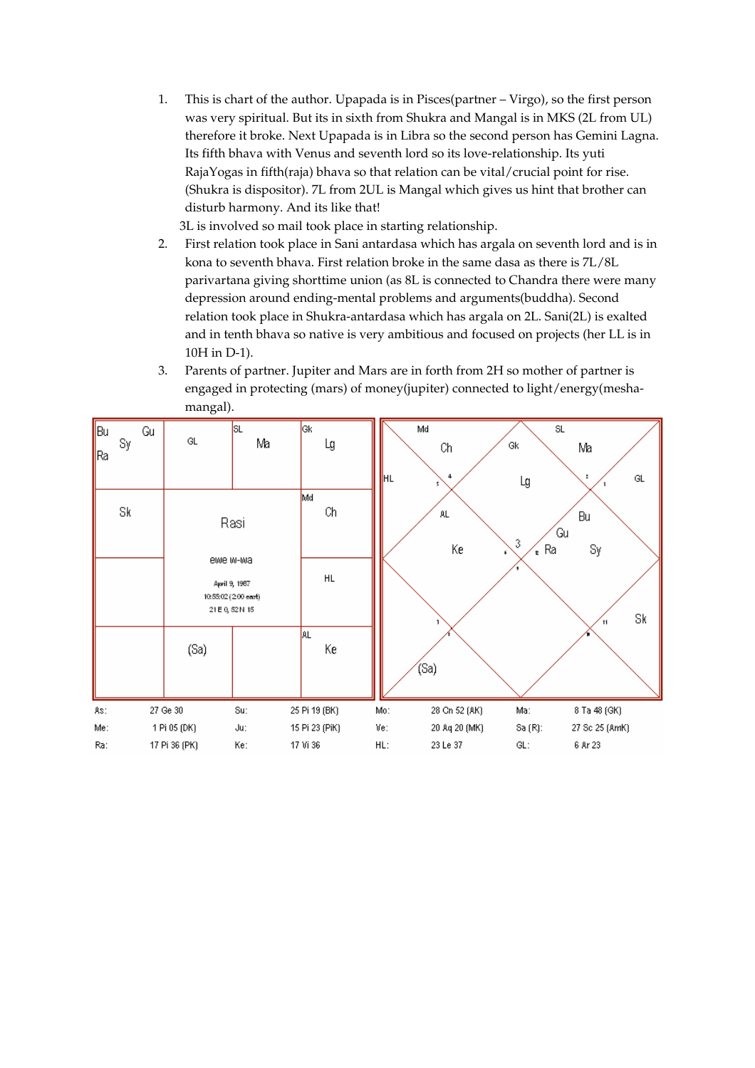1. This is chart of the author. Upapada is in Pisces(partner – Virgo), so the first person was very spiritual. But its in sixth from Shukra and Mangal is in MKS (2L from UL) therefore it broke. Next Upapada is in Libra so the second person has Gemini Lagna. Its fifth bhava with Venus and seventh lord so its love-relationship. Its yuti RajaYogas in fifth(raja) bhava so that relation can be vital/crucial point for rise. (Shukra is dispositor). 7L from 2UL is Mangal which gives us hint that brother can disturb harmony. And its like that!

   3L is involved so mail took place in starting relationship.

2. First relation took place in Sani antardasa which has argala on seventh lord and is in kona to seventh bhava. First relation broke in the same dasa as there is 7L/8L parivartana giving shorttime union (as 8L is connected to Chandra there were many depression around ending-mental problems and arguments(buddha). Second relation took place in Shukra-antardasa which has argala on 2L. Sani(2L) is exalted and in tenth bhava so native is very ambitious and focused on projects (her LL is in 10H in D-1).

3. Parents of partner. Jupiter and Mars are in forth from 2H so mother of partner is engaged in protecting (mars) of money(jupiter) connected to light/energy(mesha-mangal).

Bu Sy Gu Ra
GL
SL Ma
Gk Lg
Sk
Rasi
ewe w-wa
April 9, 1987
10:55:02 (2:00 east)
21 E 0, 52 N 15
Md Ch
HL
(Sa)
AL Ke

Md Ch
Gk Lg
SL Ma
HL
GL
AL Ke
Bu Gu Ra Sy
Sk
(Sa)
4 5 3 2 1 6 9 7 8 12 11 10

| | | | | | | | |
|---|---|---|---|---|---|---|---|
| As: | 27 Ge 30 | Su: | 25 Pi 19 (BK) | Mo: | 28 Cn 52 (AK) | Ma: | 8 Ta 48 (GK) |
| Me: | 1 Pi 05 (DK) | Ju: | 15 Pi 23 (PiK) | Ve: | 20 Aq 20 (MK) | Sa (R): | 27 Sc 25 (AmK) |
| Ra: | 17 Pi 36 (PK) | Ke: | 17 Vi 36 | HL: | 23 Le 37 | GL: | 6 Ar 23 |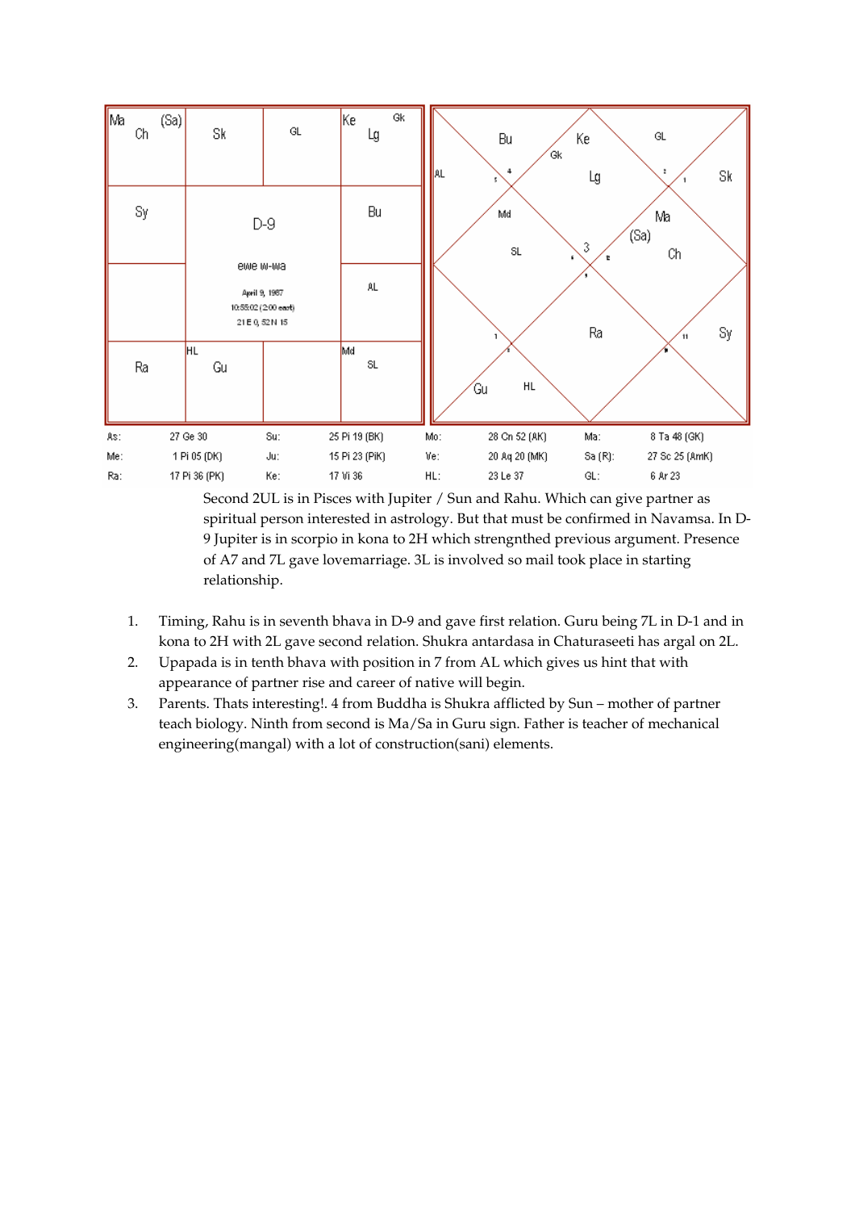D-9

ewe w-wa

April 9, 1987

10:55:02 (2:00 east)

21 E 0, 52 N 15

| | | | | | | | |
|---|---|---|---|---|---|---|---|
| As: | 27 Ge 30 | Su: | 25 Pi 19 (BK) | Mo: | 28 Cn 52 (AK) | Ma: | 8 Ta 48 (GK) |
| Me: | 1 Pi 05 (DK) | Ju: | 15 Pi 23 (PiK) | Ve: | 20 Aq 20 (MK) | Sa (R): | 27 Sc 25 (AmK) |
| Ra: | 17 Pi 36 (PK) | Ke: | 17 Vi 36 | HL: | 23 Le 37 | GL: | 6 Ar 23 |

Second 2UL is in Pisces with Jupiter / Sun and Rahu. Which can give partner as spiritual person interested in astrology. But that must be confirmed in Navamsa. In D-9 Jupiter is in scorpio in kona to 2H which strengnthed previous argument. Presence of A7 and 7L gave lovemarriage. 3L is involved so mail took place in starting relationship.

1. Timing, Rahu is in seventh bhava in D-9 and gave first relation. Guru being 7L in D-1 and in kona to 2H with 2L gave second relation. Shukra antardasa in Chaturaseeti has argal on 2L.
2. Upapada is in tenth bhava with position in 7 from AL which gives us hint that with appearance of partner rise and career of native will begin.
3. Parents. Thats interesting!. 4 from Buddha is Shukra afflicted by Sun – mother of partner teach biology. Ninth from second is Ma/Sa in Guru sign. Father is teacher of mechanical engineering(mangal) with a lot of construction(sani) elements.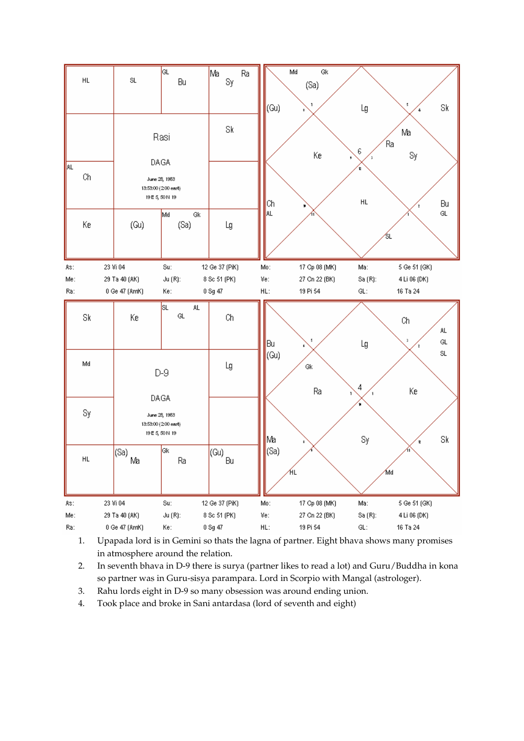HL SL GL Bu Ma Sy Ra

Sk

Rasi

DAGA

June 28, 1983

13:53:00 (2:00 east)

19 E 5, 50 N 19

AL Ch

Ke (Gu) Md Gk (Sa) Lg

Md Gk (Sa) (Gu) Lg Sk Ma Ra Sy Ke Ch AL HL Bu GL SL

| | | | | | | | |
|---|---|---|---|---|---|---|---|
| As: | 23 Vi 04 | Su: | 12 Ge 37 (PiK) | Mo: | 17 Cp 08 (MK) | Ma: | 5 Ge 51 (GK) |
| Me: | 29 Ta 40 (AK) | Ju (R): | 8 Sc 51 (PK) | Ve: | 27 Cn 22 (BK) | Sa (R): | 4 Li 06 (DK) |
| Ra: | 0 Ge 47 (AmK) | Ke: | 0 Sg 47 | HL: | 19 Pi 54 | GL: | 16 Ta 24 |

Sk Ke SL AL GL Ch

Md Lg

D-9

DAGA

June 28, 1983

13:53:00 (2:00 east)

19 E 5, 50 N 19

Sy

HL (Sa) Ma Gk Ra (Gu) Bu

Ch AL GL SL Bu (Gu) Lg Gk Ra Ke Ma (Sa) Sy Sk HL Md

| | | | | | | | |
|---|---|---|---|---|---|---|---|
| As: | 23 Vi 04 | Su: | 12 Ge 37 (PiK) | Mo: | 17 Cp 08 (MK) | Ma: | 5 Ge 51 (GK) |
| Me: | 29 Ta 40 (AK) | Ju (R): | 8 Sc 51 (PK) | Ve: | 27 Cn 22 (BK) | Sa (R): | 4 Li 06 (DK) |
| Ra: | 0 Ge 47 (AmK) | Ke: | 0 Sg 47 | HL: | 19 Pi 54 | GL: | 16 Ta 24 |

1. Upapada lord is in Gemini so thats the lagna of partner. Eight bhava shows many promises in atmosphere around the relation.
2. In seventh bhava in D-9 there is surya (partner likes to read a lot) and Guru/Buddha in kona so partner was in Guru-sisya parampara. Lord in Scorpio with Mangal (astrologer).
3. Rahu lords eight in D-9 so many obsession was around ending union.
4. Took place and broke in Sani antardasa (lord of seventh and eight)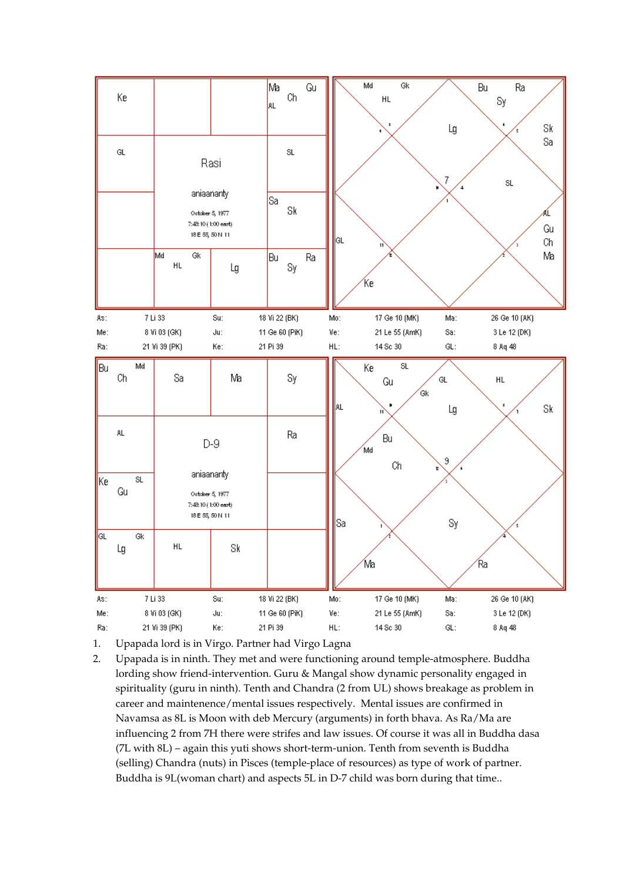| | | | |
|---|---|---|---|
| Ke | | | Ma Gu Ch AL |
| GL | Rasi | | SL |
| | aniaananty, October 5, 1977, 7:48:10 (1:00 east), 18 E 55, 50 N 11 | | Sa Sk |
| | Md Gk HL | Lg | Bu Ra Sy |

Md Gk HL

Bu Ra Sy

Lg

Sk Sa

7 4 1

SL

GL

11

AL Gu Ch Ma

Ke

| | | | | | | | |
|---|---|---|---|---|---|---|---|
| As: | 7 Li 33 | Su: | 18 Vi 22 (BK) | Mo: | 17 Ge 10 (MK) | Ma: | 26 Ge 10 (AK) |
| Me: | 8 Vi 03 (GK) | Ju: | 11 Ge 60 (PiK) | Ve: | 21 Le 55 (AmK) | Sa: | 3 Le 12 (DK) |
| Ra: | 21 Vi 39 (PK) | Ke: | 21 Pi 39 | HL: | 14 Sc 30 | GL: | 8 Aq 48 |

| | | | |
|---|---|---|---|
| Bu Md Ch | Sa | Ma | Sy |
| AL | D-9 | | Ra |
| Ke SL Gu | aniaananty, October 5, 1977, 7:48:10 (1:00 east), 18 E 55, 50 N 11 | | |
| GL Gk Lg | HL | Sk | |

Ke SL Gu

GL Gk

HL

AL

Lg

Sk

Bu Md Ch

9

Sa

Sy

Ma

Ra

| | | | | | | | |
|---|---|---|---|---|---|---|---|
| As: | 7 Li 33 | Su: | 18 Vi 22 (BK) | Mo: | 17 Ge 10 (MK) | Ma: | 26 Ge 10 (AK) |
| Me: | 8 Vi 03 (GK) | Ju: | 11 Ge 60 (PiK) | Ve: | 21 Le 55 (AmK) | Sa: | 3 Le 12 (DK) |
| Ra: | 21 Vi 39 (PK) | Ke: | 21 Pi 39 | HL: | 14 Sc 30 | GL: | 8 Aq 48 |

1. Upapada lord is in Virgo. Partner had Virgo Lagna
2. Upapada is in ninth. They met and were functioning around temple-atmosphere. Buddha lording show friend-intervention. Guru & Mangal show dynamic personality engaged in spirituality (guru in ninth). Tenth and Chandra (2 from UL) shows breakage as problem in career and maintenence/mental issues respectively. Mental issues are confirmed in Navamsa as 8L is Moon with deb Mercury (arguments) in forth bhava. As Ra/Ma are influencing 2 from 7H there were strifes and law issues. Of course it was all in Buddha dasa (7L with 8L) – again this yuti shows short-term-union. Tenth from seventh is Buddha (selling) Chandra (nuts) in Pisces (temple-place of resources) as type of work of partner. Buddha is 9L(woman chart) and aspects 5L in D-7 child was born during that time..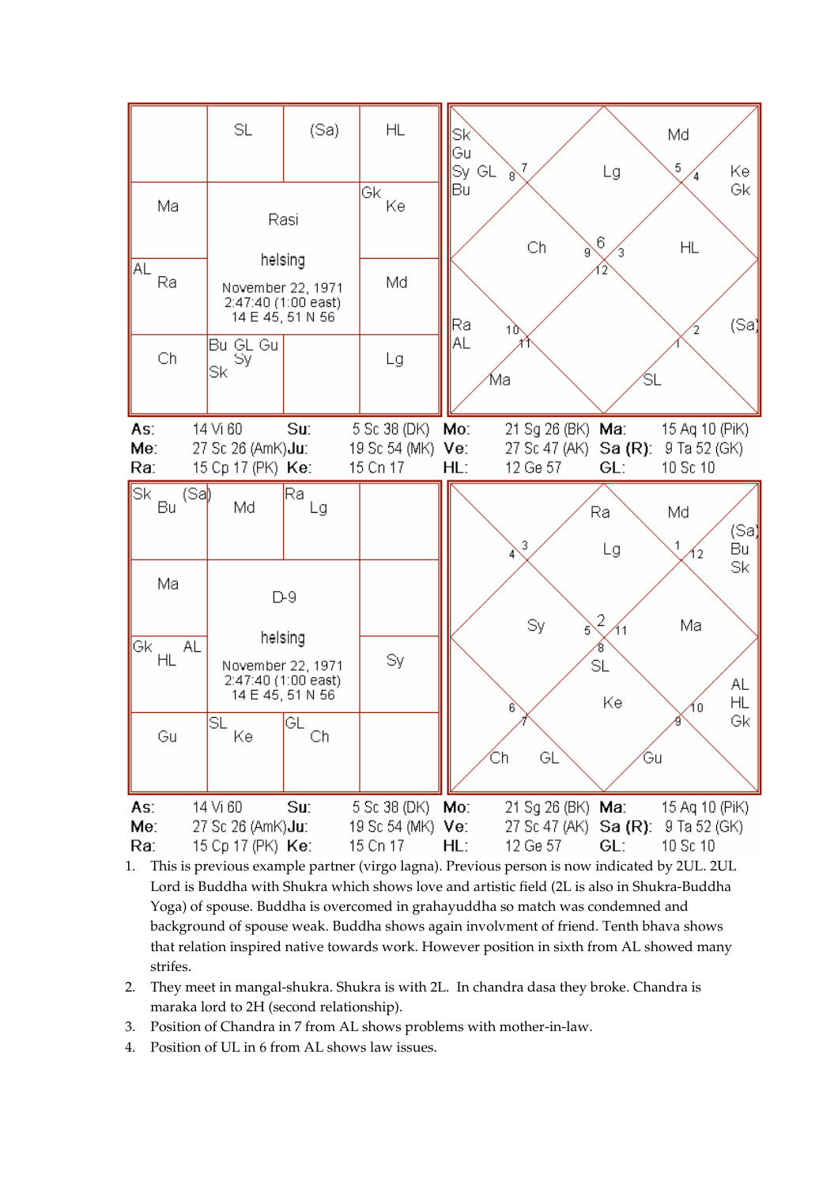Rasi

helsing

November 22, 1971
2:47:40 (1:00 east)
14 E 45, 51 N 56

| | | | | | | | |
|---|---|---|---|---|---|---|---|
| As: | 14 Vi 60 | Su: | 5 Sc 38 (DK) | Mo: | 21 Sg 26 (BK) | Ma: | 15 Aq 10 (PiK) |
| Me: | 27 Sc 26 (AmK) | Ju: | 19 Sc 54 (MK) | Ve: | 27 Sc 47 (AK) | Sa (R): | 9 Ta 52 (GK) |
| Ra: | 15 Cp 17 (PK) | Ke: | 15 Cn 17 | HL: | 12 Ge 57 | GL: | 10 Sc 10 |

D-9

helsing

November 22, 1971
2:47:40 (1:00 east)
14 E 45, 51 N 56

| | | | | | | | |
|---|---|---|---|---|---|---|---|
| As: | 14 Vi 60 | Su: | 5 Sc 38 (DK) | Mo: | 21 Sg 26 (BK) | Ma: | 15 Aq 10 (PiK) |
| Me: | 27 Sc 26 (AmK) | Ju: | 19 Sc 54 (MK) | Ve: | 27 Sc 47 (AK) | Sa (R): | 9 Ta 52 (GK) |
| Ra: | 15 Cp 17 (PK) | Ke: | 15 Cn 17 | HL: | 12 Ge 57 | GL: | 10 Sc 10 |

1. This is previous example partner (virgo lagna). Previous person is now indicated by 2UL. 2UL Lord is Buddha with Shukra which shows love and artistic field (2L is also in Shukra-Buddha Yoga) of spouse. Buddha is overcomed in grahayuddha so match was condemned and background of spouse weak. Buddha shows again involvment of friend. Tenth bhava shows that relation inspired native towards work. However position in sixth from AL showed many strifes.
2. They meet in mangal-shukra. Shukra is with 2L. In chandra dasa they broke. Chandra is maraka lord to 2H (second relationship).
3. Position of Chandra in 7 from AL shows problems with mother-in-law.
4. Position of UL in 6 from AL shows law issues.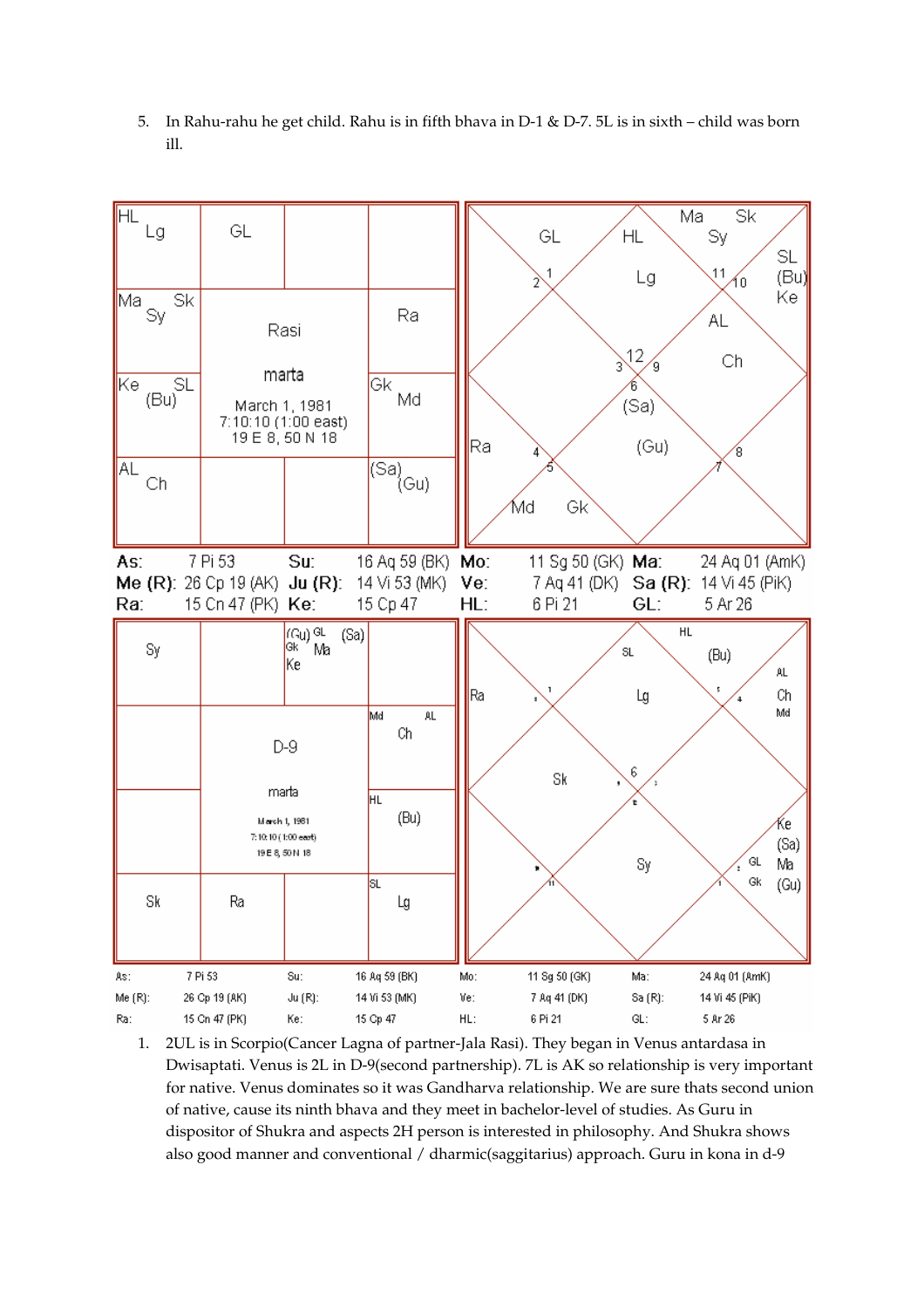5. In Rahu-rahu he get child. Rahu is in fifth bhava in D-1 & D-7. 5L is in sixth – child was born ill.

HL Lg
GL
Ma Sy Sk
Ra
Rasi
marta
March 1, 1981
7:10:10 (1:00 east)
19 E 8, 50 N 18
Ke SL (Bu)
Gk Md
AL Ch
(Sa) (Gu)

GL HL Ma Sk Sy SL (Bu) Ke
2 1 Lg 11 10
AL Ch
3 12 9 6 (Sa)
Ra 4 5 (Gu) 7 8
Md Gk

| | | | |
|---|---|---|---|
| As: 7 Pi 53 | Su: 16 Aq 59 (BK) | Mo: 11 Sg 50 (GK) | Ma: 24 Aq 01 (AmK) |
| Me (R): 26 Cp 19 (AK) | Ju (R): 14 Vi 53 (MK) | Ve: 7 Aq 41 (DK) | Sa (R): 14 Vi 45 (PiK) |
| Ra: 15 Cn 47 (PK) | Ke: 15 Cp 47 | HL: 6 Pi 21 | GL: 5 Ar 26 |

Sy
(Gu) GL (Sa) Gk Ma Ke
Md AL Ch
D-9
marta
March 1, 1981
7:10:10 (1:00 east)
19 E 8, 50 N 18
HL (Bu)
Sk
Ra
SL Lg

HL SL (Bu) AL
Ra Lg Ch Md
Sk 6
Ke (Sa)
Sy GL Ma Gk (Gu)

| | | | |
|---|---|---|---|
| As: 7 Pi 53 | Su: 16 Aq 59 (BK) | Mo: 11 Sg 50 (GK) | Ma: 24 Aq 01 (AmK) |
| Me (R): 26 Cp 19 (AK) | Ju (R): 14 Vi 53 (MK) | Ve: 7 Aq 41 (DK) | Sa (R): 14 Vi 45 (PiK) |
| Ra: 15 Cn 47 (PK) | Ke: 15 Cp 47 | HL: 6 Pi 21 | GL: 5 Ar 26 |

1. 2UL is in Scorpio(Cancer Lagna of partner-Jala Rasi). They began in Venus antardasa in Dwisaptati. Venus is 2L in D-9(second partnership). 7L is AK so relationship is very important for native. Venus dominates so it was Gandharva relationship. We are sure thats second union of native, cause its ninth bhava and they meet in bachelor-level of studies. As Guru in dispositor of Shukra and aspects 2H person is interested in philosophy. And Shukra shows also good manner and conventional / dharmic(saggitarius) approach. Guru in kona in d-9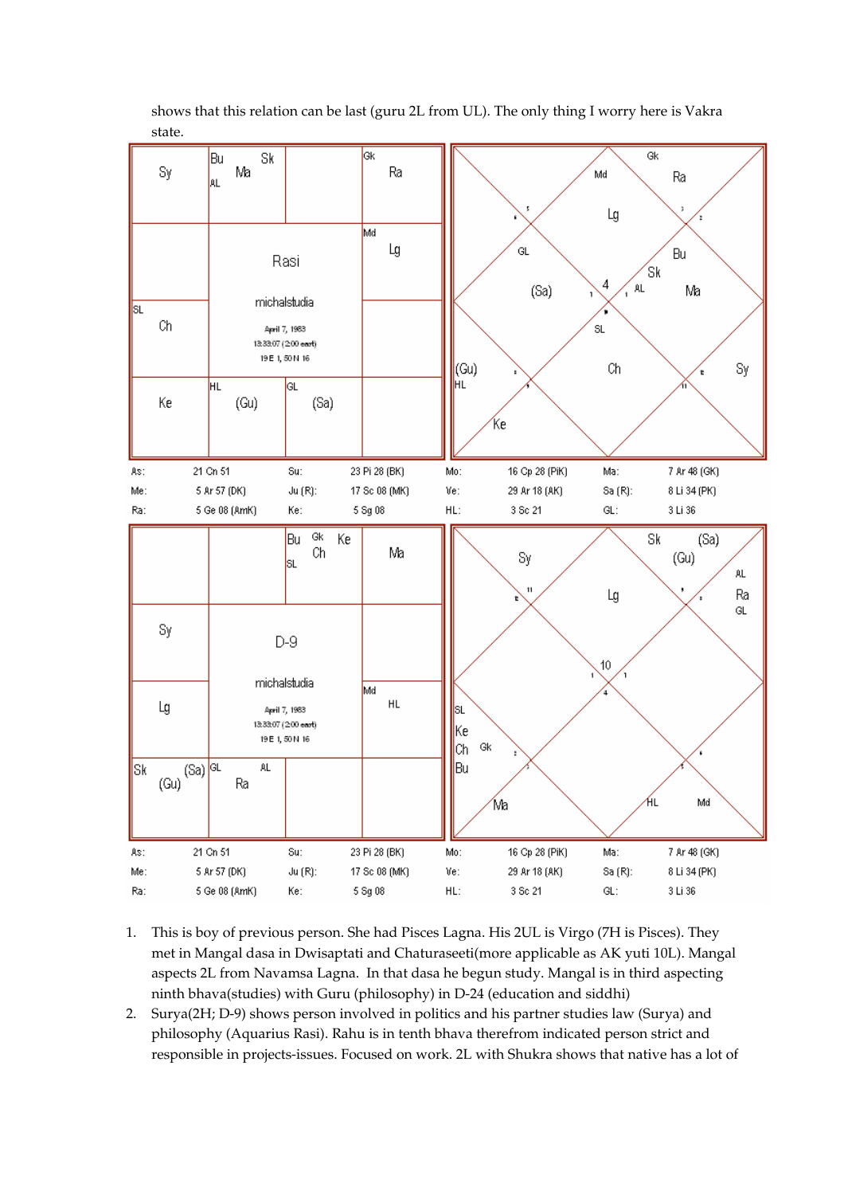shows that this relation can be last (guru 2L from UL). The only thing I worry here is Vakra state.

Rasi

michalstudia

April 7, 1983

13:33:07 (2:00 east)

19 E 1, 50 N 16

| | | | |
|---|---|---|---|
| As: | 21 Cn 51 | Su: | 23 Pi 28 (BK) |
| Me: | 5 Ar 57 (DK) | Ju (R): | 17 Sc 08 (MK) |
| Ra: | 5 Ge 08 (AmK) | Ke: | 5 Sg 08 |

| | | | |
|---|---|---|---|
| Mo: | 16 Cp 28 (PiK) | Ma: | 7 Ar 48 (GK) |
| Ve: | 29 Ar 18 (AK) | Sa (R): | 8 Li 34 (PK) |
| HL: | 3 Sc 21 | GL: | 3 Li 36 |

D-9

michalstudia

April 7, 1983

13:33:07 (2:00 east)

19 E 1, 50 N 16

| | | | |
|---|---|---|---|
| As: | 21 Cn 51 | Su: | 23 Pi 28 (BK) |
| Me: | 5 Ar 57 (DK) | Ju (R): | 17 Sc 08 (MK) |
| Ra: | 5 Ge 08 (AmK) | Ke: | 5 Sg 08 |

| | | | |
|---|---|---|---|
| Mo: | 16 Cp 28 (PiK) | Ma: | 7 Ar 48 (GK) |
| Ve: | 29 Ar 18 (AK) | Sa (R): | 8 Li 34 (PK) |
| HL: | 3 Sc 21 | GL: | 3 Li 36 |

1. This is boy of previous person. She had Pisces Lagna. His 2UL is Virgo (7H is Pisces). They met in Mangal dasa in Dwisaptati and Chaturaseeti(more applicable as AK yuti 10L). Mangal aspects 2L from Navamsa Lagna. In that dasa he begun study. Mangal is in third aspecting ninth bhava(studies) with Guru (philosophy) in D-24 (education and siddhi)
2. Surya(2H; D-9) shows person involved in politics and his partner studies law (Surya) and philosophy (Aquarius Rasi). Rahu is in tenth bhava therefrom indicated person strict and responsible in projects-issues. Focused on work. 2L with Shukra shows that native has a lot of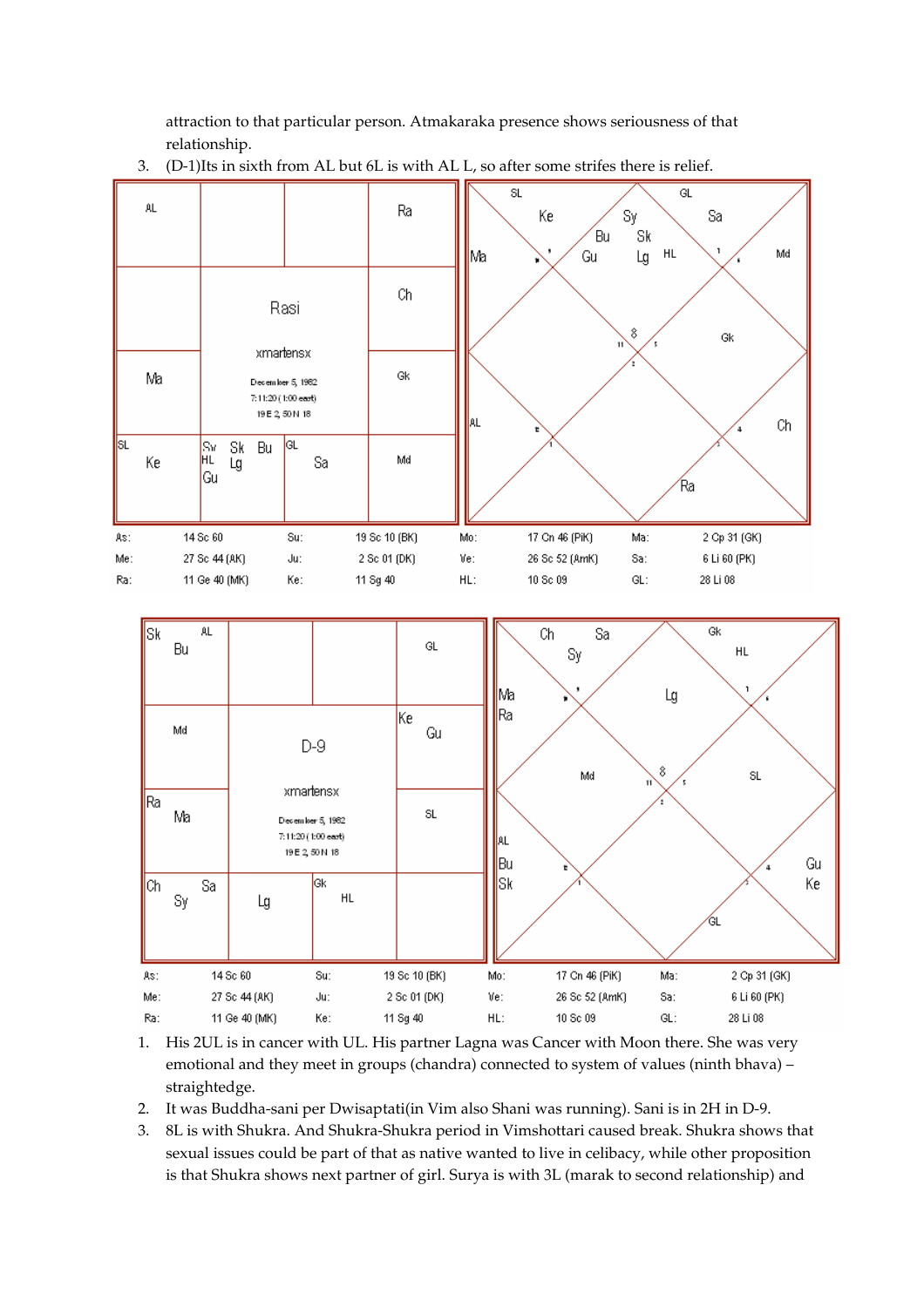attraction to that particular person. Atmakaraka presence shows seriousness of that relationship.

3. (D-1)Its in sixth from AL but 6L is with AL L, so after some strifes there is relief.

| | | | | | | | |
|---|---|---|---|---|---|---|---|
| As: | 14 Sc 60 | Su: | 19 Sc 10 (BK) | Mo: | 17 Cn 46 (PiK) | Ma: | 2 Cp 31 (GK) |
| Me: | 27 Sc 44 (AK) | Ju: | 2 Sc 01 (DK) | Ve: | 26 Sc 52 (AmK) | Sa: | 6 Li 60 (PK) |
| Ra: | 11 Ge 40 (MK) | Ke: | 11 Sg 40 | HL: | 10 Sc 09 | GL: | 28 Li 08 |

| | | | | | | | |
|---|---|---|---|---|---|---|---|
| As: | 14 Sc 60 | Su: | 19 Sc 10 (BK) | Mo: | 17 Cn 46 (PiK) | Ma: | 2 Cp 31 (GK) |
| Me: | 27 Sc 44 (AK) | Ju: | 2 Sc 01 (DK) | Ve: | 26 Sc 52 (AmK) | Sa: | 6 Li 60 (PK) |
| Ra: | 11 Ge 40 (MK) | Ke: | 11 Sg 40 | HL: | 10 Sc 09 | GL: | 28 Li 08 |

1. His 2UL is in cancer with UL. His partner Lagna was Cancer with Moon there. She was very emotional and they meet in groups (chandra) connected to system of values (ninth bhava) – straightedge.
2. It was Buddha-sani per Dwisaptati(in Vim also Shani was running). Sani is in 2H in D-9.
3. 8L is with Shukra. And Shukra-Shukra period in Vimshottari caused break. Shukra shows that sexual issues could be part of that as native wanted to live in celibacy, while other proposition is that Shukra shows next partner of girl. Surya is with 3L (marak to second relationship) and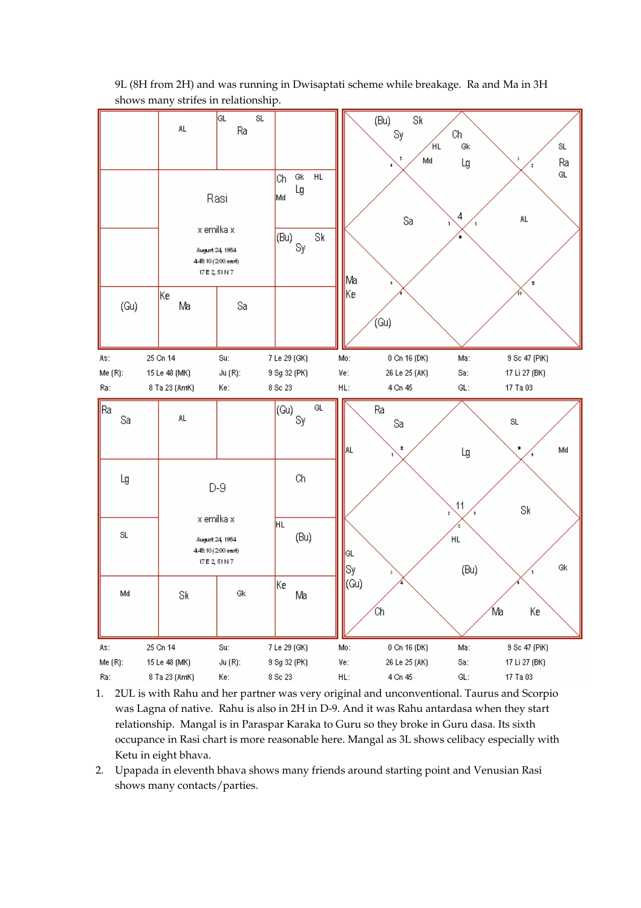9L (8H from 2H) and was running in Dwisaptati scheme while breakage. Ra and Ma in 3H shows many strifes in relationship.

| | | | |
|---|---|---|---|
| As: 25 Cn 14 | Su: 7 Le 29 (GK) | Mo: 0 Cn 16 (DK) | Ma: 9 Sc 47 (PiK) |
| Me (R): 15 Le 48 (MK) | Ju (R): 9 Sg 32 (PK) | Ve: 26 Le 25 (AK) | Sa: 17 Li 27 (BK) |
| Ra: 8 Ta 23 (AmK) | Ke: 8 Sc 23 | HL: 4 Cn 45 | GL: 17 Ta 03 |

| | | | |
|---|---|---|---|
| As: 25 Cn 14 | Su: 7 Le 29 (GK) | Mo: 0 Cn 16 (DK) | Ma: 9 Sc 47 (PiK) |
| Me (R): 15 Le 48 (MK) | Ju (R): 9 Sg 32 (PK) | Ve: 26 Le 25 (AK) | Sa: 17 Li 27 (BK) |
| Ra: 8 Ta 23 (AmK) | Ke: 8 Sc 23 | HL: 4 Cn 45 | GL: 17 Ta 03 |

1. 2UL is with Rahu and her partner was very original and unconventional. Taurus and Scorpio was Lagna of native. Rahu is also in 2H in D-9. And it was Rahu antardasa when they start relationship. Mangal is in Paraspar Karaka to Guru so they broke in Guru dasa. Its sixth occupance in Rasi chart is more reasonable here. Mangal as 3L shows celibacy especially with Ketu in eight bhava.
2. Upapada in eleventh bhava shows many friends around starting point and Venusian Rasi shows many contacts/parties.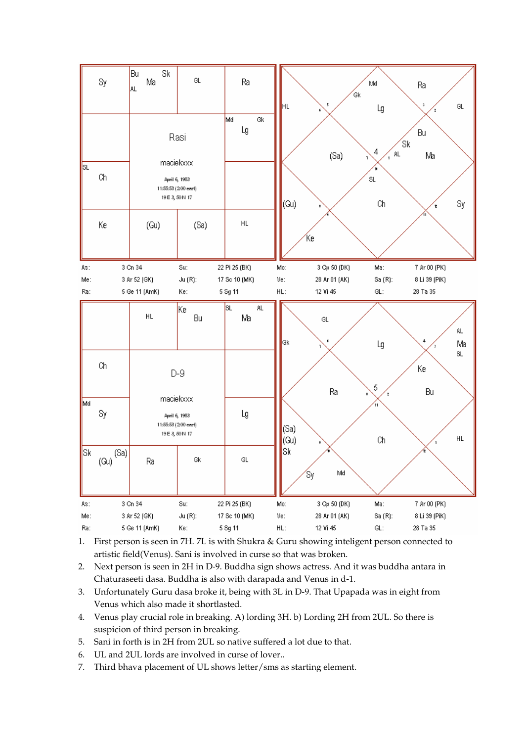| | | | |
|---|---|---|---|
| Sy | Bu Ma Sk AL | GL | Ra |
| SL Ch | Rasi maciekxxx April 6, 1983 11:55:53 (2:00 east) 19 E 3, 50 N 17 | | Md Gk Lg |
| | | | |
| Ke | (Gu) | (Sa) | HL |

| | | | |
|---|---|---|---|
| As: 3 Cn 34 | Su: 22 Pi 25 (BK) | Mo: 3 Cp 50 (DK) | Ma: 7 Ar 00 (PK) |
| Me: 3 Ar 52 (GK) | Ju (R): 17 Sc 10 (MK) | Ve: 28 Ar 01 (AK) | Sa (R): 8 Li 39 (PiK) |
| Ra: 5 Ge 11 (AmK) | Ke: 5 Sg 11 | HL: 12 Vi 45 | GL: 28 Ta 35 |

| | | | |
|---|---|---|---|
| | HL | Ke Bu | SL AL Ma |
| Ch | D-9 maciekxxx April 6, 1983 11:55:53 (2:00 east) 19 E 3, 50 N 17 | | |
| Md Sy | | | Lg |
| Sk (Sa) (Gu) | Ra | Gk | GL |

| | | | |
|---|---|---|---|
| As: 3 Cn 34 | Su: 22 Pi 25 (BK) | Mo: 3 Cp 50 (DK) | Ma: 7 Ar 00 (PK) |
| Me: 3 Ar 52 (GK) | Ju (R): 17 Sc 10 (MK) | Ve: 28 Ar 01 (AK) | Sa (R): 8 Li 39 (PiK) |
| Ra: 5 Ge 11 (AmK) | Ke: 5 Sg 11 | HL: 12 Vi 45 | GL: 28 Ta 35 |

1. First person is seen in 7H. 7L is with Shukra & Guru showing inteligent person connected to artistic field(Venus). Sani is involved in curse so that was broken.
2. Next person is seen in 2H in D-9. Buddha sign shows actress. And it was buddha antara in Chaturaseeti dasa. Buddha is also with darapada and Venus in d-1.
3. Unfortunately Guru dasa broke it, being with 3L in D-9. That Upapada was in eight from Venus which also made it shortlasted.
4. Venus play crucial role in breaking. A) lording 3H. b) Lording 2H from 2UL. So there is suspicion of third person in breaking.
5. Sani in forth is in 2H from 2UL so native suffered a lot due to that.
6. UL and 2UL lords are involved in curse of lover..
7. Third bhava placement of UL shows letter/sms as starting element.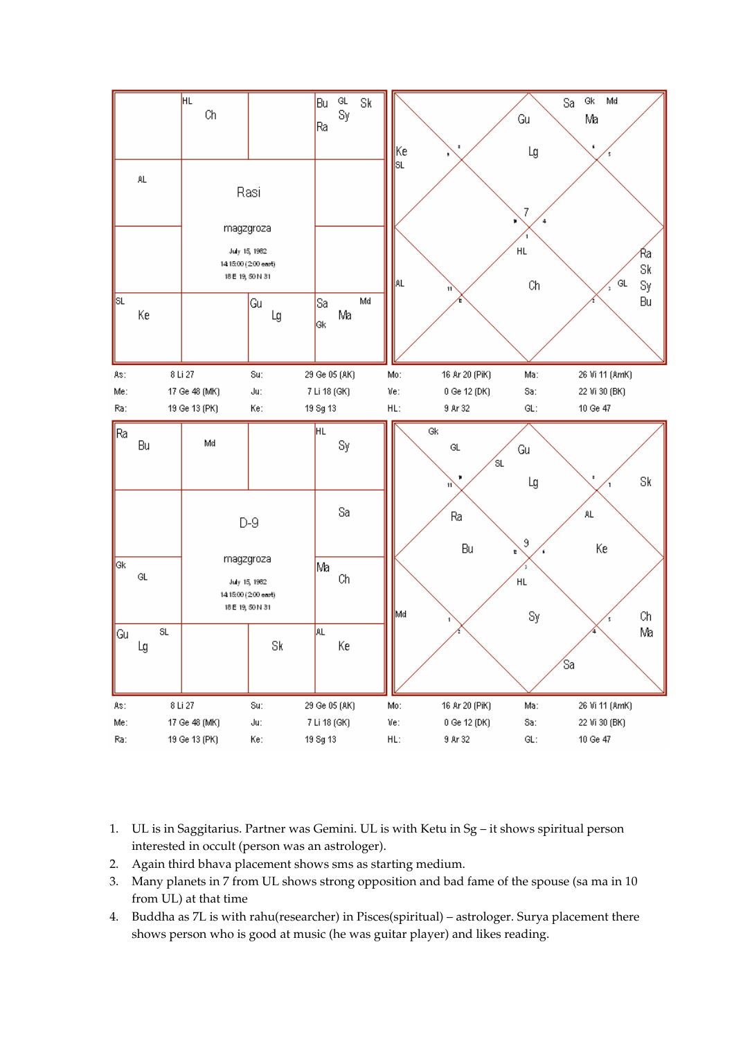Rasi

magzgroza

July 15, 1982

14:15:00 (2:00 east)

18 E 19, 50 N 31

| | | | |
|---|---|---|---|
| As: | 8 Li 27 | Su: | 29 Ge 05 (AK) |
| Me: | 17 Ge 48 (MK) | Ju: | 7 Li 18 (GK) |
| Ra: | 19 Ge 13 (PK) | Ke: | 19 Sg 13 |

| | | | |
|---|---|---|---|
| Mo: | 16 Ar 20 (PiK) | Ma: | 26 Vi 11 (AmK) |
| Ve: | 0 Ge 12 (DK) | Sa: | 22 Vi 30 (BK) |
| HL: | 9 Ar 32 | GL: | 10 Ge 47 |

D-9

magzgroza

July 15, 1982

14:15:00 (2:00 east)

18 E 19, 50 N 31

| | | | |
|---|---|---|---|
| As: | 8 Li 27 | Su: | 29 Ge 05 (AK) |
| Me: | 17 Ge 48 (MK) | Ju: | 7 Li 18 (GK) |
| Ra: | 19 Ge 13 (PK) | Ke: | 19 Sg 13 |

| | | | |
|---|---|---|---|
| Mo: | 16 Ar 20 (PiK) | Ma: | 26 Vi 11 (AmK) |
| Ve: | 0 Ge 12 (DK) | Sa: | 22 Vi 30 (BK) |
| HL: | 9 Ar 32 | GL: | 10 Ge 47 |

1. UL is in Saggitarius. Partner was Gemini. UL is with Ketu in Sg – it shows spiritual person interested in occult (person was an astrologer).
2. Again third bhava placement shows sms as starting medium.
3. Many planets in 7 from UL shows strong opposition and bad fame of the spouse (sa ma in 10 from UL) at that time
4. Buddha as 7L is with rahu(researcher) in Pisces(spiritual) – astrologer. Surya placement there shows person who is good at music (he was guitar player) and likes reading.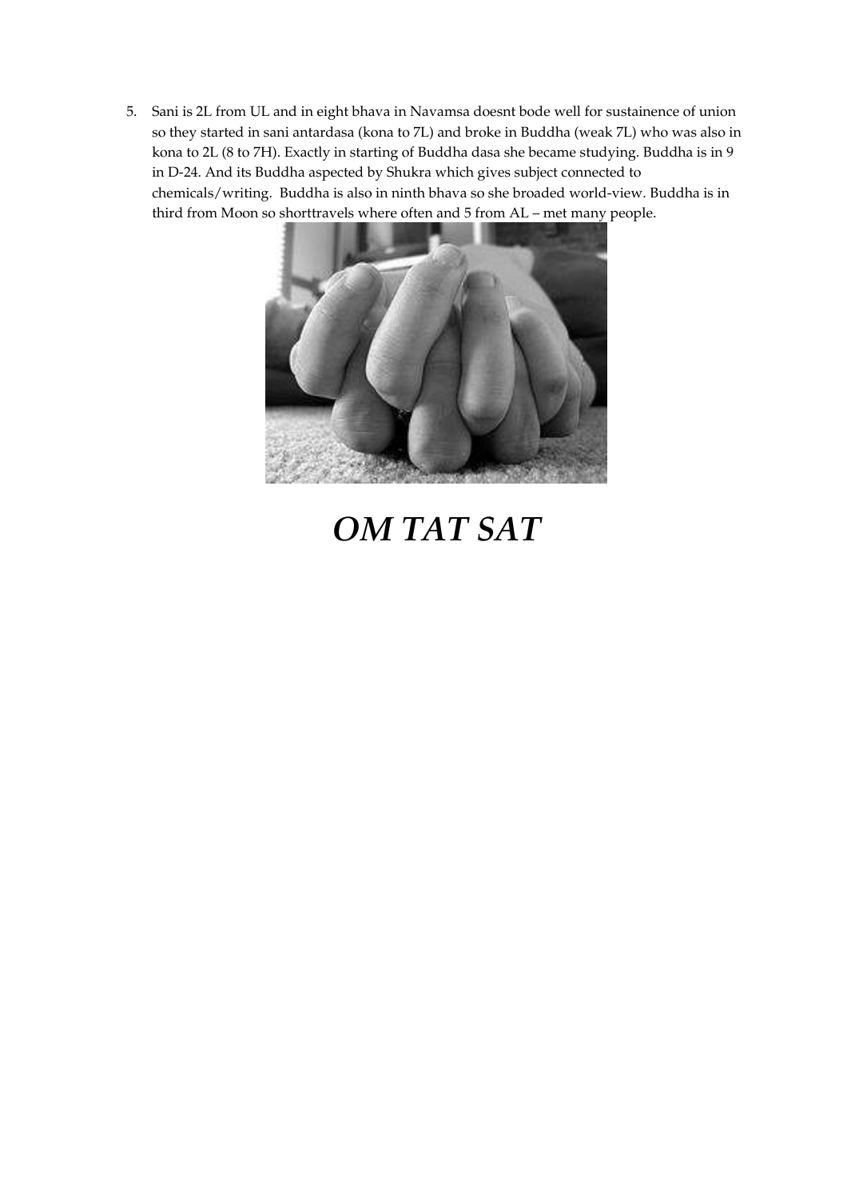5. Sani is 2L from UL and in eight bhava in Navamsa doesnt bode well for sustainence of union so they started in sani antardasa (kona to 7L) and broke in Buddha (weak 7L) who was also in kona to 2L (8 to 7H). Exactly in starting of Buddha dasa she became studying. Buddha is in 9 in D-24. And its Buddha aspected by Shukra which gives subject connected to chemicals/writing. Buddha is also in ninth bhava so she broaded world-view. Buddha is in third from Moon so shorttravels where often and 5 from AL – met many people.

# *OM TAT SAT*